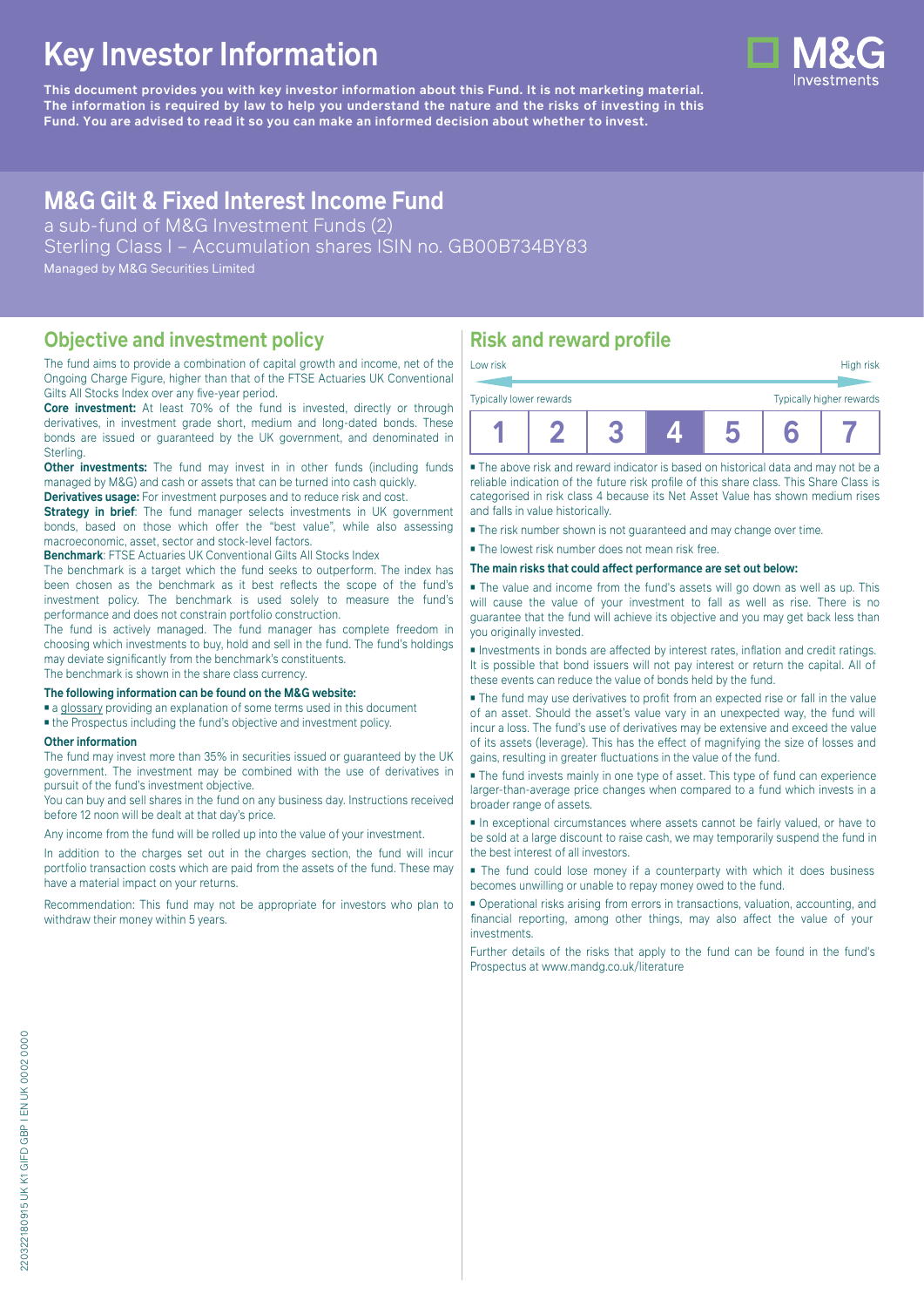# Key Investor Information

**This document provides you with key investor information about this Fund. It is not marketing material. The information is required by law to help you understand the nature and the risks of investing in this Fund. You are advised to read it so you can make an informed decision about whether to invest.**

M&G Investments

## M&G Gilt & Fixed Interest Income Fund

a sub-fund of M&G Investment Funds (2)
Sterling Class I – Accumulation shares ISIN no. GB00B734BY83
Managed by M&G Securities Limited

## Objective and investment policy

The fund aims to provide a combination of capital growth and income, net of the Ongoing Charge Figure, higher than that of the FTSE Actuaries UK Conventional Gilts All Stocks Index over any five-year period.

**Core investment:** At least 70% of the fund is invested, directly or through derivatives, in investment grade short, medium and long-dated bonds. These bonds are issued or guaranteed by the UK government, and denominated in Sterling.

**Other investments:** The fund may invest in in other funds (including funds managed by M&G) and cash or assets that can be turned into cash quickly.

**Derivatives usage:** For investment purposes and to reduce risk and cost.

**Strategy in brief**: The fund manager selects investments in UK government bonds, based on those which offer the "best value", while also assessing macroeconomic, asset, sector and stock-level factors.

**Benchmark**: FTSE Actuaries UK Conventional Gilts All Stocks Index

The benchmark is a target which the fund seeks to outperform. The index has been chosen as the benchmark as it best reflects the scope of the fund's investment policy. The benchmark is used solely to measure the fund's performance and does not constrain portfolio construction.

The fund is actively managed. The fund manager has complete freedom in choosing which investments to buy, hold and sell in the fund. The fund's holdings may deviate significantly from the benchmark's constituents.

The benchmark is shown in the share class currency.

**The following information can be found on the M&G website:**

- a glossary providing an explanation of some terms used in this document
- the Prospectus including the fund's objective and investment policy.

**Other information**

The fund may invest more than 35% in securities issued or guaranteed by the UK government. The investment may be combined with the use of derivatives in pursuit of the fund's investment objective.

You can buy and sell shares in the fund on any business day. Instructions received before 12 noon will be dealt at that day's price.

Any income from the fund will be rolled up into the value of your investment.

In addition to the charges set out in the charges section, the fund will incur portfolio transaction costs which are paid from the assets of the fund. These may have a material impact on your returns.

Recommendation: This fund may not be appropriate for investors who plan to withdraw their money within 5 years.

## Risk and reward profile

| Low risk | | | | | | High risk |
|---|---|---|---|---|---|---|
| Typically lower rewards | | | | | | Typically higher rewards |
| 1 | 2 | 3 | **4** | 5 | 6 | 7 |

- The above risk and reward indicator is based on historical data and may not be a reliable indication of the future risk profile of this share class. This Share Class is categorised in risk class 4 because its Net Asset Value has shown medium rises and falls in value historically.
- The risk number shown is not guaranteed and may change over time.
- The lowest risk number does not mean risk free.

**The main risks that could affect performance are set out below:**

- The value and income from the fund's assets will go down as well as up. This will cause the value of your investment to fall as well as rise. There is no guarantee that the fund will achieve its objective and you may get back less than you originally invested.
- Investments in bonds are affected by interest rates, inflation and credit ratings. It is possible that bond issuers will not pay interest or return the capital. All of these events can reduce the value of bonds held by the fund.
- The fund may use derivatives to profit from an expected rise or fall in the value of an asset. Should the asset's value vary in an unexpected way, the fund will incur a loss. The fund's use of derivatives may be extensive and exceed the value of its assets (leverage). This has the effect of magnifying the size of losses and gains, resulting in greater fluctuations in the value of the fund.
- The fund invests mainly in one type of asset. This type of fund can experience larger-than-average price changes when compared to a fund which invests in a broader range of assets.
- In exceptional circumstances where assets cannot be fairly valued, or have to be sold at a large discount to raise cash, we may temporarily suspend the fund in the best interest of all investors.
- The fund could lose money if a counterparty with which it does business becomes unwilling or unable to repay money owed to the fund.
- Operational risks arising from errors in transactions, valuation, accounting, and financial reporting, among other things, may also affect the value of your investments.

Further details of the risks that apply to the fund can be found in the fund's Prospectus at www.mandg.co.uk/literature

220322180915 UK K1 GIFD GBP I EN UK 0002 0000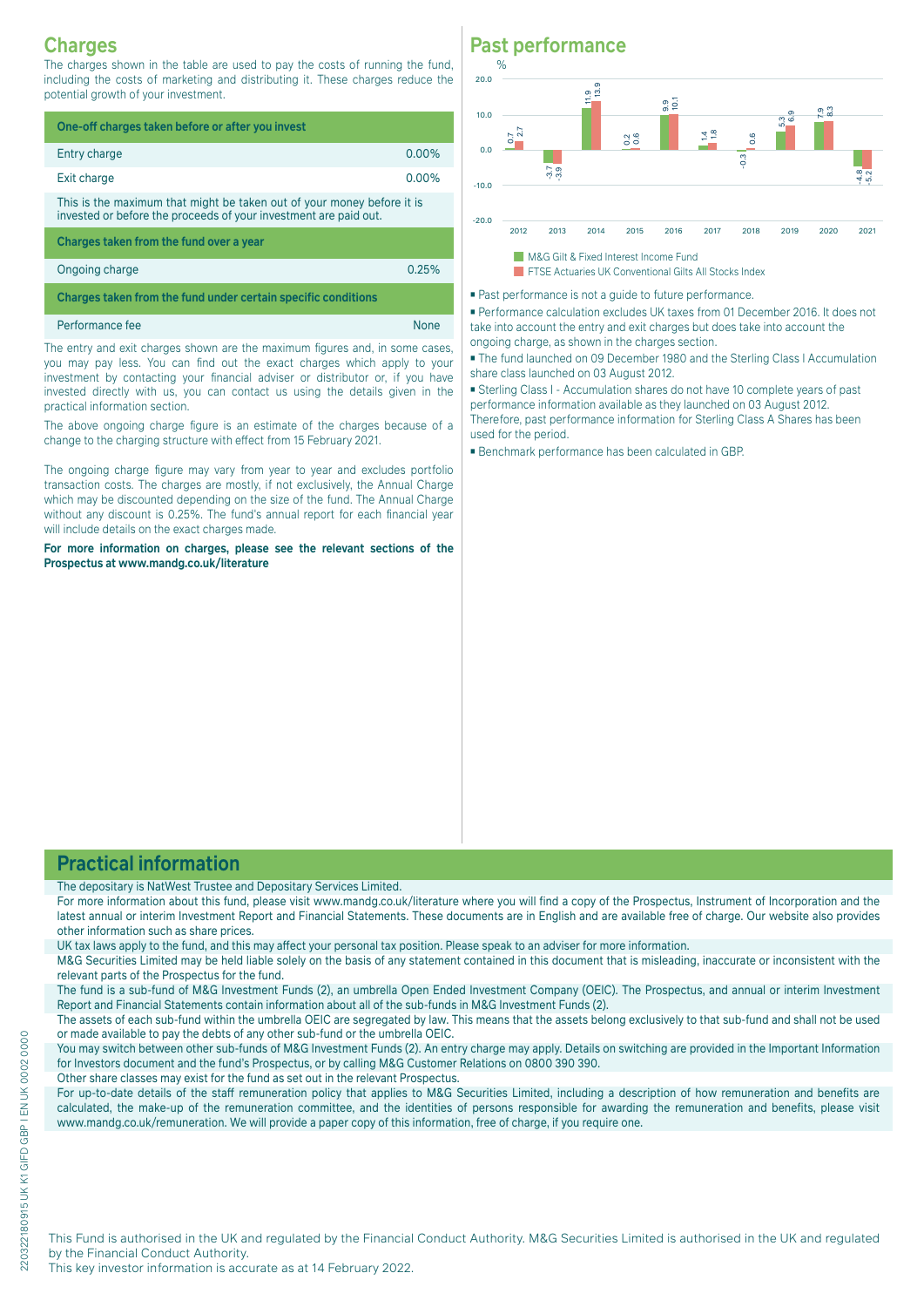## Charges

The charges shown in the table are used to pay the costs of running the fund, including the costs of marketing and distributing it. These charges reduce the potential growth of your investment.

| | |
|---|---|
| **One-off charges taken before or after you invest** | |
| Entry charge | 0.00% |
| Exit charge | 0.00% |
| This is the maximum that might be taken out of your money before it is invested or before the proceeds of your investment are paid out. | |
| **Charges taken from the fund over a year** | |
| Ongoing charge | 0.25% |
| **Charges taken from the fund under certain specific conditions** | |
| Performance fee | None |

The entry and exit charges shown are the maximum figures and, in some cases, you may pay less. You can find out the exact charges which apply to your investment by contacting your financial adviser or distributor or, if you have invested directly with us, you can contact us using the details given in the practical information section.

The above ongoing charge figure is an estimate of the charges because of a change to the charging structure with effect from 15 February 2021.

The ongoing charge figure may vary from year to year and excludes portfolio transaction costs. The charges are mostly, if not exclusively, the Annual Charge which may be discounted depending on the size of the fund. The Annual Charge without any discount is 0.25%. The fund's annual report for each financial year will include details on the exact charges made.

**For more information on charges, please see the relevant sections of the Prospectus at www.mandg.co.uk/literature**

## Past performance

%

20.0
10.0
0.0
-10.0
-20.0

2012: 0.7, 2.7
2013: -3.7, -3.9
2014: 11.9, 13.9
2015: 0.2, 0.6
2016: 9.9, 10.1
2017: 1.4, 1.8
2018: -0.3, 0.6
2019: 5.3, 6.9
2020: 7.9, 8.3
2021: -4.8, -5.2

M&G Gilt & Fixed Interest Income Fund
FTSE Actuaries UK Conventional Gilts All Stocks Index

- Past performance is not a guide to future performance.
- Performance calculation excludes UK taxes from 01 December 2016. It does not take into account the entry and exit charges but does take into account the ongoing charge, as shown in the charges section.
- The fund launched on 09 December 1980 and the Sterling Class I Accumulation share class launched on 03 August 2012.
- Sterling Class I - Accumulation shares do not have 10 complete years of past performance information available as they launched on 03 August 2012. Therefore, past performance information for Sterling Class A Shares has been used for the period.
- Benchmark performance has been calculated in GBP.

## Practical information

The depositary is NatWest Trustee and Depositary Services Limited.

For more information about this fund, please visit www.mandg.co.uk/literature where you will find a copy of the Prospectus, Instrument of Incorporation and the latest annual or interim Investment Report and Financial Statements. These documents are in English and are available free of charge. Our website also provides other information such as share prices.

UK tax laws apply to the fund, and this may affect your personal tax position. Please speak to an adviser for more information.

M&G Securities Limited may be held liable solely on the basis of any statement contained in this document that is misleading, inaccurate or inconsistent with the relevant parts of the Prospectus for the fund.

The fund is a sub-fund of M&G Investment Funds (2), an umbrella Open Ended Investment Company (OEIC). The Prospectus, and annual or interim Investment Report and Financial Statements contain information about all of the sub-funds in M&G Investment Funds (2).

The assets of each sub-fund within the umbrella OEIC are segregated by law. This means that the assets belong exclusively to that sub-fund and shall not be used or made available to pay the debts of any other sub-fund or the umbrella OEIC.

You may switch between other sub-funds of M&G Investment Funds (2). An entry charge may apply. Details on switching are provided in the Important Information for Investors document and the fund's Prospectus, or by calling M&G Customer Relations on 0800 390 390.

Other share classes may exist for the fund as set out in the relevant Prospectus.

For up-to-date details of the staff remuneration policy that applies to M&G Securities Limited, including a description of how remuneration and benefits are calculated, the make-up of the remuneration committee, and the identities of persons responsible for awarding the remuneration and benefits, please visit www.mandg.co.uk/remuneration. We will provide a paper copy of this information, free of charge, if you require one.

This Fund is authorised in the UK and regulated by the Financial Conduct Authority. M&G Securities Limited is authorised in the UK and regulated by the Financial Conduct Authority.
This key investor information is accurate as at 14 February 2022.

22032180915 UK K1 GIFD GBP I EN UK 0002 0000